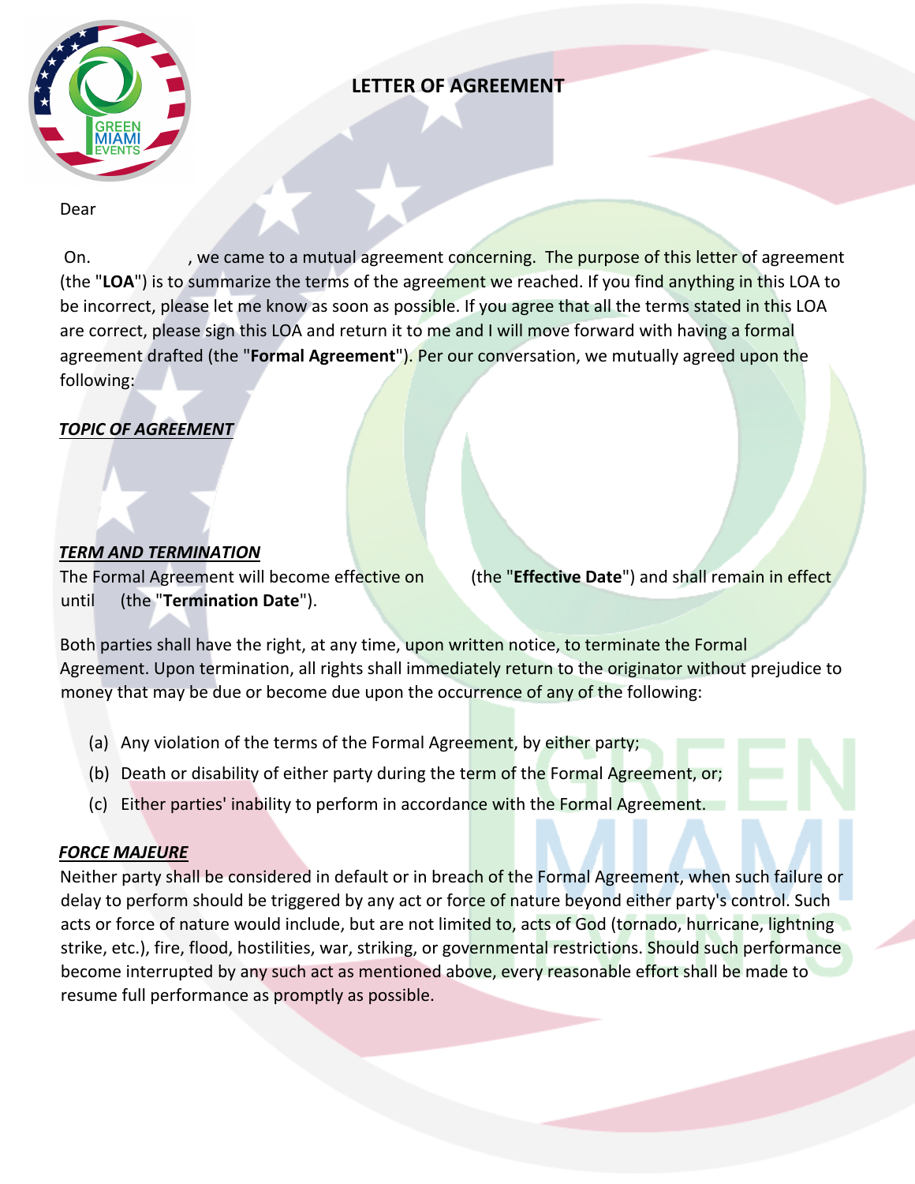# LETTER OF AGREEMENT

Dear

On. , we came to a mutual agreement concerning. The purpose of this letter of agreement (the "**LOA**") is to summarize the terms of the agreement we reached. If you find anything in this LOA to be incorrect, please let me know as soon as possible. If you agree that all the terms stated in this LOA are correct, please sign this LOA and return it to me and I will move forward with having a formal agreement drafted (the "**Formal Agreement**"). Per our conversation, we mutually agreed upon the following:

***TOPIC OF AGREEMENT***

***TERM AND TERMINATION***

The Formal Agreement will become effective on (the "**Effective Date**") and shall remain in effect until (the "**Termination Date**").

Both parties shall have the right, at any time, upon written notice, to terminate the Formal Agreement. Upon termination, all rights shall immediately return to the originator without prejudice to money that may be due or become due upon the occurrence of any of the following:

(a) Any violation of the terms of the Formal Agreement, by either party;

(b) Death or disability of either party during the term of the Formal Agreement, or;

(c) Either parties' inability to perform in accordance with the Formal Agreement.

***FORCE MAJEURE***

Neither party shall be considered in default or in breach of the Formal Agreement, when such failure or delay to perform should be triggered by any act or force of nature beyond either party's control. Such acts or force of nature would include, but are not limited to, acts of God (tornado, hurricane, lightning strike, etc.), fire, flood, hostilities, war, striking, or governmental restrictions. Should such performance become interrupted by any such act as mentioned above, every reasonable effort shall be made to resume full performance as promptly as possible.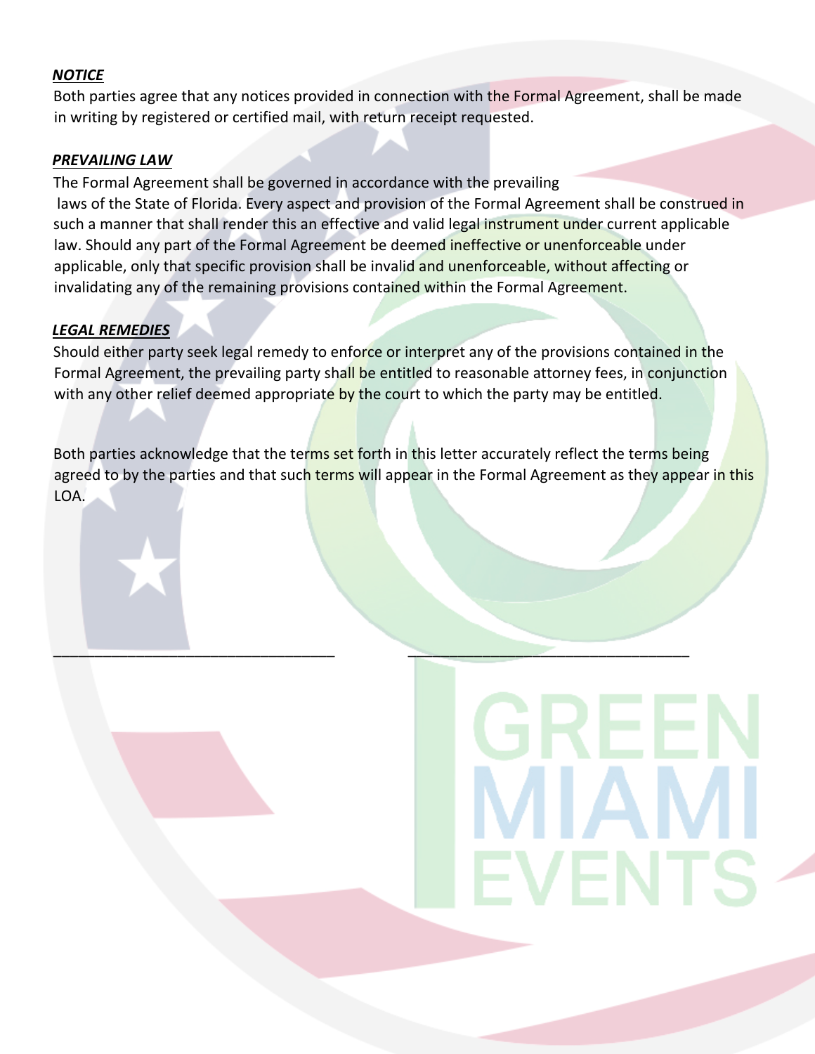***NOTICE***

Both parties agree that any notices provided in connection with the Formal Agreement, shall be made in writing by registered or certified mail, with return receipt requested.

***PREVAILING LAW***

The Formal Agreement shall be governed in accordance with the prevailing laws of the State of Florida. Every aspect and provision of the Formal Agreement shall be construed in such a manner that shall render this an effective and valid legal instrument under current applicable law. Should any part of the Formal Agreement be deemed ineffective or unenforceable under applicable, only that specific provision shall be invalid and unenforceable, without affecting or invalidating any of the remaining provisions contained within the Formal Agreement.

***LEGAL REMEDIES***

Should either party seek legal remedy to enforce or interpret any of the provisions contained in the Formal Agreement, the prevailing party shall be entitled to reasonable attorney fees, in conjunction with any other relief deemed appropriate by the court to which the party may be entitled.

Both parties acknowledge that the terms set forth in this letter accurately reflect the terms being agreed to by the parties and that such terms will appear in the Formal Agreement as they appear in this LOA.

_________________________________ _________________________________